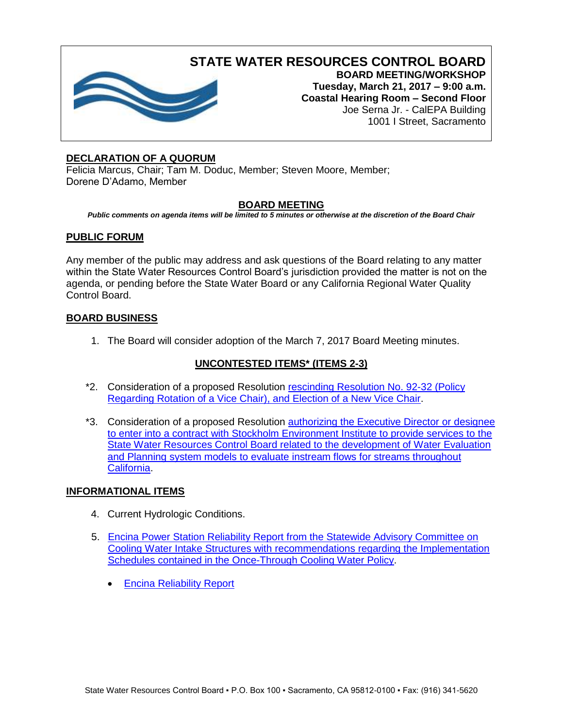# STATE WATER RESOURCES CONTROL BOARD

**BOARD MEETING/WORKSHOP**
**Tuesday, March 21, 2017 – 9:00 a.m.**
**Coastal Hearing Room – Second Floor**
Joe Serna Jr. - CalEPA Building
1001 I Street, Sacramento

## DECLARATION OF A QUORUM

Felicia Marcus, Chair; Tam M. Doduc, Member; Steven Moore, Member; Dorene D'Adamo, Member

## BOARD MEETING

***Public comments on agenda items will be limited to 5 minutes or otherwise at the discretion of the Board Chair***

## PUBLIC FORUM

Any member of the public may address and ask questions of the Board relating to any matter within the State Water Resources Control Board's jurisdiction provided the matter is not on the agenda, or pending before the State Water Board or any California Regional Water Quality Control Board.

## BOARD BUSINESS

1. The Board will consider adoption of the March 7, 2017 Board Meeting minutes.

## UNCONTESTED ITEMS* (ITEMS 2-3)

*2. Consideration of a proposed Resolution rescinding Resolution No. 92-32 (Policy Regarding Rotation of a Vice Chair), and Election of a New Vice Chair.

*3. Consideration of a proposed Resolution authorizing the Executive Director or designee to enter into a contract with Stockholm Environment Institute to provide services to the State Water Resources Control Board related to the development of Water Evaluation and Planning system models to evaluate instream flows for streams throughout California.

## INFORMATIONAL ITEMS

4. Current Hydrologic Conditions.

5. Encina Power Station Reliability Report from the Statewide Advisory Committee on Cooling Water Intake Structures with recommendations regarding the Implementation Schedules contained in the Once-Through Cooling Water Policy.

   - Encina Reliability Report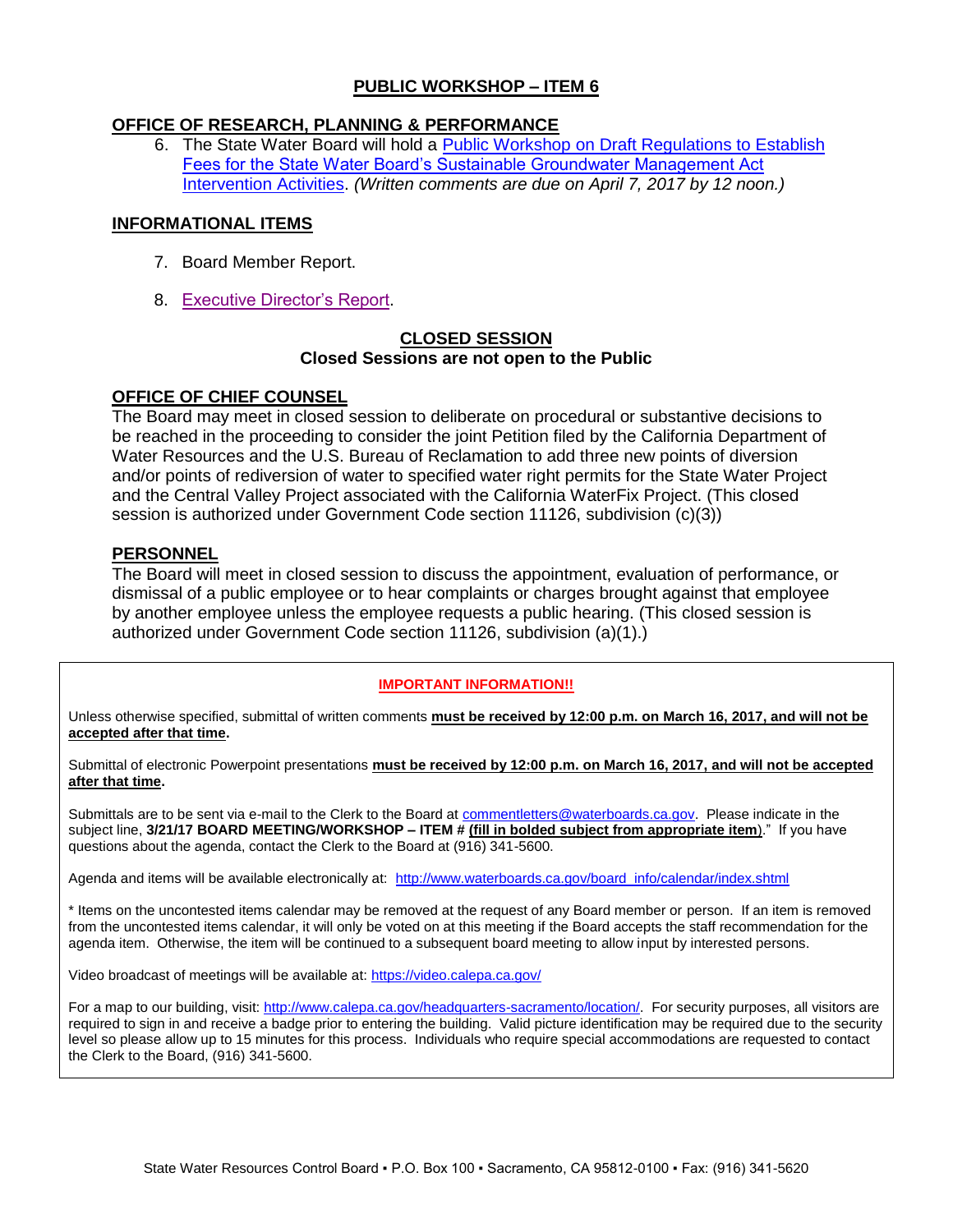## PUBLIC WORKSHOP – ITEM 6

### OFFICE OF RESEARCH, PLANNING & PERFORMANCE

6. The State Water Board will hold a Public Workshop on Draft Regulations to Establish Fees for the State Water Board's Sustainable Groundwater Management Act Intervention Activities. *(Written comments are due on April 7, 2017 by 12 noon.)*

### INFORMATIONAL ITEMS

7. Board Member Report.
8. Executive Director's Report.

## CLOSED SESSION

**Closed Sessions are not open to the Public**

### OFFICE OF CHIEF COUNSEL

The Board may meet in closed session to deliberate on procedural or substantive decisions to be reached in the proceeding to consider the joint Petition filed by the California Department of Water Resources and the U.S. Bureau of Reclamation to add three new points of diversion and/or points of rediversion of water to specified water right permits for the State Water Project and the Central Valley Project associated with the California WaterFix Project. (This closed session is authorized under Government Code section 11126, subdivision (c)(3))

### PERSONNEL

The Board will meet in closed session to discuss the appointment, evaluation of performance, or dismissal of a public employee or to hear complaints or charges brought against that employee by another employee unless the employee requests a public hearing. (This closed session is authorized under Government Code section 11126, subdivision (a)(1).)

---

**IMPORTANT INFORMATION!!**

Unless otherwise specified, submittal of written comments **must be received by 12:00 p.m. on March 16, 2017, and will not be accepted after that time.**

Submittal of electronic Powerpoint presentations **must be received by 12:00 p.m. on March 16, 2017, and will not be accepted after that time.**

Submittals are to be sent via e-mail to the Clerk to the Board at commentletters@waterboards.ca.gov. Please indicate in the subject line, **3/21/17 BOARD MEETING/WORKSHOP – ITEM # (fill in bolded subject from appropriate item)**." If you have questions about the agenda, contact the Clerk to the Board at (916) 341-5600.

Agenda and items will be available electronically at: http://www.waterboards.ca.gov/board_info/calendar/index.shtml

* Items on the uncontested items calendar may be removed at the request of any Board member or person. If an item is removed from the uncontested items calendar, it will only be voted on at this meeting if the Board accepts the staff recommendation for the agenda item. Otherwise, the item will be continued to a subsequent board meeting to allow input by interested persons.

Video broadcast of meetings will be available at: https://video.calepa.ca.gov/

For a map to our building, visit: http://www.calepa.ca.gov/headquarters-sacramento/location/. For security purposes, all visitors are required to sign in and receive a badge prior to entering the building. Valid picture identification may be required due to the security level so please allow up to 15 minutes for this process. Individuals who require special accommodations are requested to contact the Clerk to the Board, (916) 341-5600.

---

State Water Resources Control Board ▪ P.O. Box 100 ▪ Sacramento, CA 95812-0100 ▪ Fax: (916) 341-5620